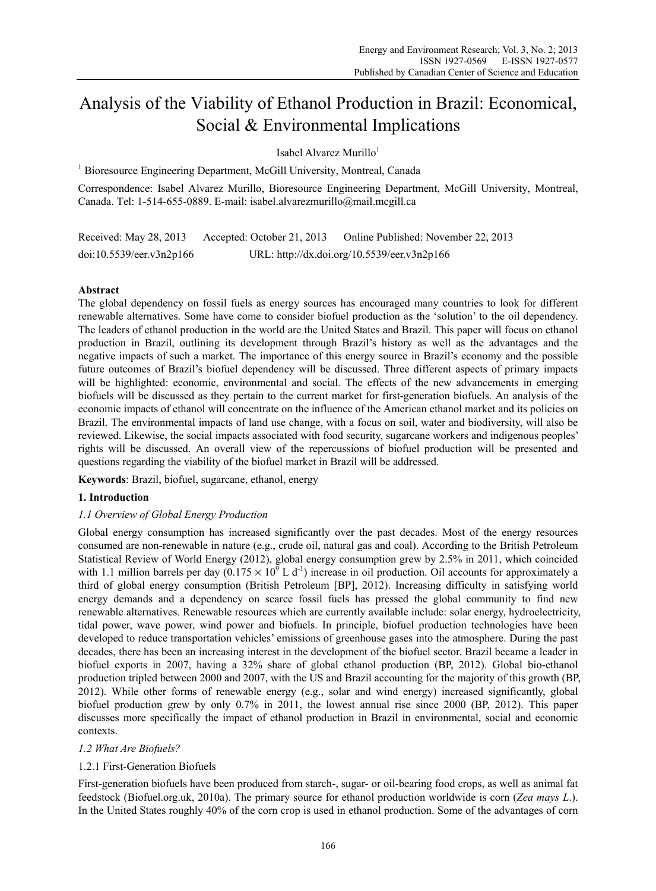# Analysis of the Viability of Ethanol Production in Brazil: Economical, Social & Environmental Implications

Isabel Alvarez Murillo[1]

[1] Bioresource Engineering Department, McGill University, Montreal, Canada

Correspondence: Isabel Alvarez Murillo, Bioresource Engineering Department, McGill University, Montreal, Canada. Tel: 1-514-655-0889. E-mail: isabel.alvarezmurillo@mail.mcgill.ca

Received: May 28, 2013 Accepted: October 21, 2013 Online Published: November 22, 2013

doi:10.5539/eer.v3n2p166 URL: http://dx.doi.org/10.5539/eer.v3n2p166

## Abstract

The global dependency on fossil fuels as energy sources has encouraged many countries to look for different renewable alternatives. Some have come to consider biofuel production as the 'solution' to the oil dependency. The leaders of ethanol production in the world are the United States and Brazil. This paper will focus on ethanol production in Brazil, outlining its development through Brazil's history as well as the advantages and the negative impacts of such a market. The importance of this energy source in Brazil's economy and the possible future outcomes of Brazil's biofuel dependency will be discussed. Three different aspects of primary impacts will be highlighted: economic, environmental and social. The effects of the new advancements in emerging biofuels will be discussed as they pertain to the current market for first-generation biofuels. An analysis of the economic impacts of ethanol will concentrate on the influence of the American ethanol market and its policies on Brazil. The environmental impacts of land use change, with a focus on soil, water and biodiversity, will also be reviewed. Likewise, the social impacts associated with food security, sugarcane workers and indigenous peoples' rights will be discussed. An overall view of the repercussions of biofuel production will be presented and questions regarding the viability of the biofuel market in Brazil will be addressed.

**Keywords**: Brazil, biofuel, sugarcane, ethanol, energy

## 1. Introduction

### *1.1 Overview of Global Energy Production*

Global energy consumption has increased significantly over the past decades. Most of the energy resources consumed are non-renewable in nature (e.g., crude oil, natural gas and coal). According to the British Petroleum Statistical Review of World Energy (2012), global energy consumption grew by 2.5% in 2011, which coincided with 1.1 million barrels per day ($0.175 \times 10^9$ L $d^{-1}$) increase in oil production. Oil accounts for approximately a third of global energy consumption (British Petroleum [BP], 2012). Increasing difficulty in satisfying world energy demands and a dependency on scarce fossil fuels has pressed the global community to find new renewable alternatives. Renewable resources which are currently available include: solar energy, hydroelectricity, tidal power, wave power, wind power and biofuels. In principle, biofuel production technologies have been developed to reduce transportation vehicles' emissions of greenhouse gases into the atmosphere. During the past decades, there has been an increasing interest in the development of the biofuel sector. Brazil became a leader in biofuel exports in 2007, having a 32% share of global ethanol production (BP, 2012). Global bio-ethanol production tripled between 2000 and 2007, with the US and Brazil accounting for the majority of this growth (BP, 2012). While other forms of renewable energy (e.g., solar and wind energy) increased significantly, global biofuel production grew by only 0.7% in 2011, the lowest annual rise since 2000 (BP, 2012). This paper discusses more specifically the impact of ethanol production in Brazil in environmental, social and economic contexts.

### *1.2 What Are Biofuels?*

#### 1.2.1 First-Generation Biofuels

First-generation biofuels have been produced from starch-, sugar- or oil-bearing food crops, as well as animal fat feedstock (Biofuel.org.uk, 2010a). The primary source for ethanol production worldwide is corn (*Zea mays L.*). In the United States roughly 40% of the corn crop is used in ethanol production. Some of the advantages of corn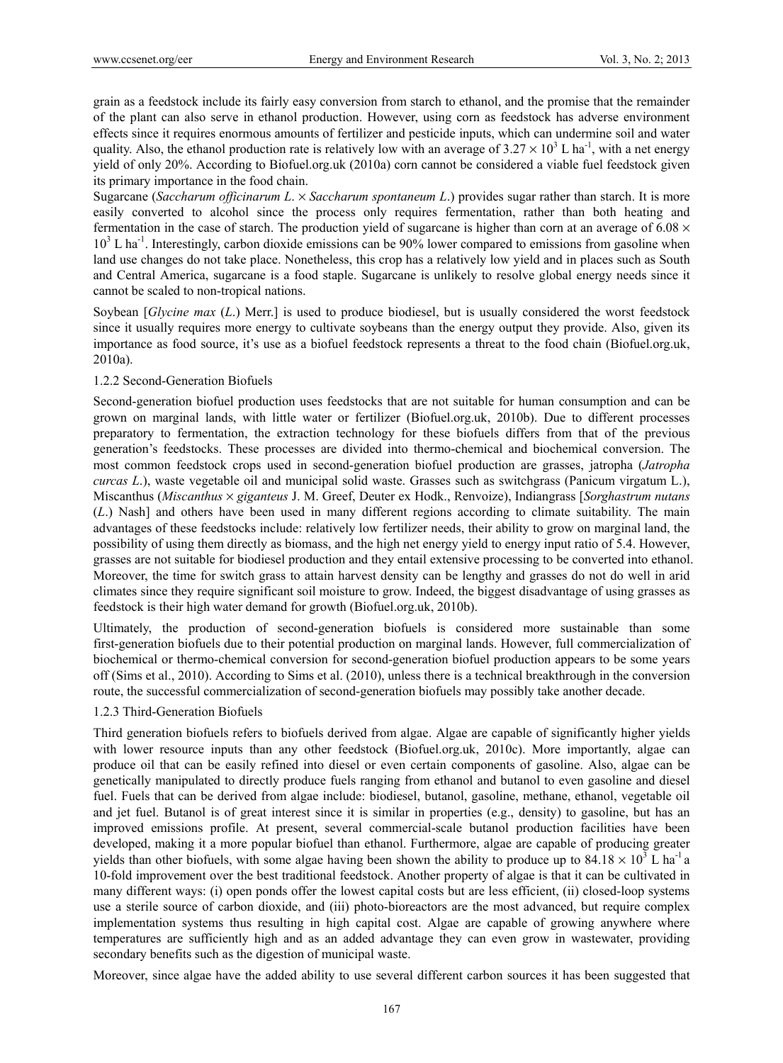grain as a feedstock include its fairly easy conversion from starch to ethanol, and the promise that the remainder of the plant can also serve in ethanol production. However, using corn as feedstock has adverse environment effects since it requires enormous amounts of fertilizer and pesticide inputs, which can undermine soil and water quality. Also, the ethanol production rate is relatively low with an average of $3.27 \times 10^3$ L ha$^{-1}$, with a net energy yield of only 20%. According to Biofuel.org.uk (2010a) corn cannot be considered a viable fuel feedstock given its primary importance in the food chain.

Sugarcane (*Saccharum officinarum L.* × *Saccharum spontaneum L.*) provides sugar rather than starch. It is more easily converted to alcohol since the process only requires fermentation, rather than both heating and fermentation in the case of starch. The production yield of sugarcane is higher than corn at an average of $6.08 \times 10^3$ L ha$^{-1}$. Interestingly, carbon dioxide emissions can be 90% lower compared to emissions from gasoline when land use changes do not take place. Nonetheless, this crop has a relatively low yield and in places such as South and Central America, sugarcane is a food staple. Sugarcane is unlikely to resolve global energy needs since it cannot be scaled to non-tropical nations.

Soybean [*Glycine max* (*L.*) Merr.] is used to produce biodiesel, but is usually considered the worst feedstock since it usually requires more energy to cultivate soybeans than the energy output they provide. Also, given its importance as food source, it's use as a biofuel feedstock represents a threat to the food chain (Biofuel.org.uk, 2010a).

### 1.2.2 Second-Generation Biofuels

Second-generation biofuel production uses feedstocks that are not suitable for human consumption and can be grown on marginal lands, with little water or fertilizer (Biofuel.org.uk, 2010b). Due to different processes preparatory to fermentation, the extraction technology for these biofuels differs from that of the previous generation's feedstocks. These processes are divided into thermo-chemical and biochemical conversion. The most common feedstock crops used in second-generation biofuel production are grasses, jatropha (*Jatropha curcas L.*), waste vegetable oil and municipal solid waste. Grasses such as switchgrass (Panicum virgatum L.), Miscanthus (*Miscanthus* × *giganteus* J. M. Greef, Deuter ex Hodk., Renvoize), Indiangrass [*Sorghastrum nutans* (*L.*) Nash] and others have been used in many different regions according to climate suitability. The main advantages of these feedstocks include: relatively low fertilizer needs, their ability to grow on marginal land, the possibility of using them directly as biomass, and the high net energy yield to energy input ratio of 5.4. However, grasses are not suitable for biodiesel production and they entail extensive processing to be converted into ethanol. Moreover, the time for switch grass to attain harvest density can be lengthy and grasses do not do well in arid climates since they require significant soil moisture to grow. Indeed, the biggest disadvantage of using grasses as feedstock is their high water demand for growth (Biofuel.org.uk, 2010b).

Ultimately, the production of second-generation biofuels is considered more sustainable than some first-generation biofuels due to their potential production on marginal lands. However, full commercialization of biochemical or thermo-chemical conversion for second-generation biofuel production appears to be some years off (Sims et al., 2010). According to Sims et al. (2010), unless there is a technical breakthrough in the conversion route, the successful commercialization of second-generation biofuels may possibly take another decade.

### 1.2.3 Third-Generation Biofuels

Third generation biofuels refers to biofuels derived from algae. Algae are capable of significantly higher yields with lower resource inputs than any other feedstock (Biofuel.org.uk, 2010c). More importantly, algae can produce oil that can be easily refined into diesel or even certain components of gasoline. Also, algae can be genetically manipulated to directly produce fuels ranging from ethanol and butanol to even gasoline and diesel fuel. Fuels that can be derived from algae include: biodiesel, butanol, gasoline, methane, ethanol, vegetable oil and jet fuel. Butanol is of great interest since it is similar in properties (e.g., density) to gasoline, but has an improved emissions profile. At present, several commercial-scale butanol production facilities have been developed, making it a more popular biofuel than ethanol. Furthermore, algae are capable of producing greater yields than other biofuels, with some algae having been shown the ability to produce up to $84.18 \times 10^3$ L ha$^{-1}$ a 10-fold improvement over the best traditional feedstock. Another property of algae is that it can be cultivated in many different ways: (i) open ponds offer the lowest capital costs but are less efficient, (ii) closed-loop systems use a sterile source of carbon dioxide, and (iii) photo-bioreactors are the most advanced, but require complex implementation systems thus resulting in high capital cost. Algae are capable of growing anywhere where temperatures are sufficiently high and as an added advantage they can even grow in wastewater, providing secondary benefits such as the digestion of municipal waste.

Moreover, since algae have the added ability to use several different carbon sources it has been suggested that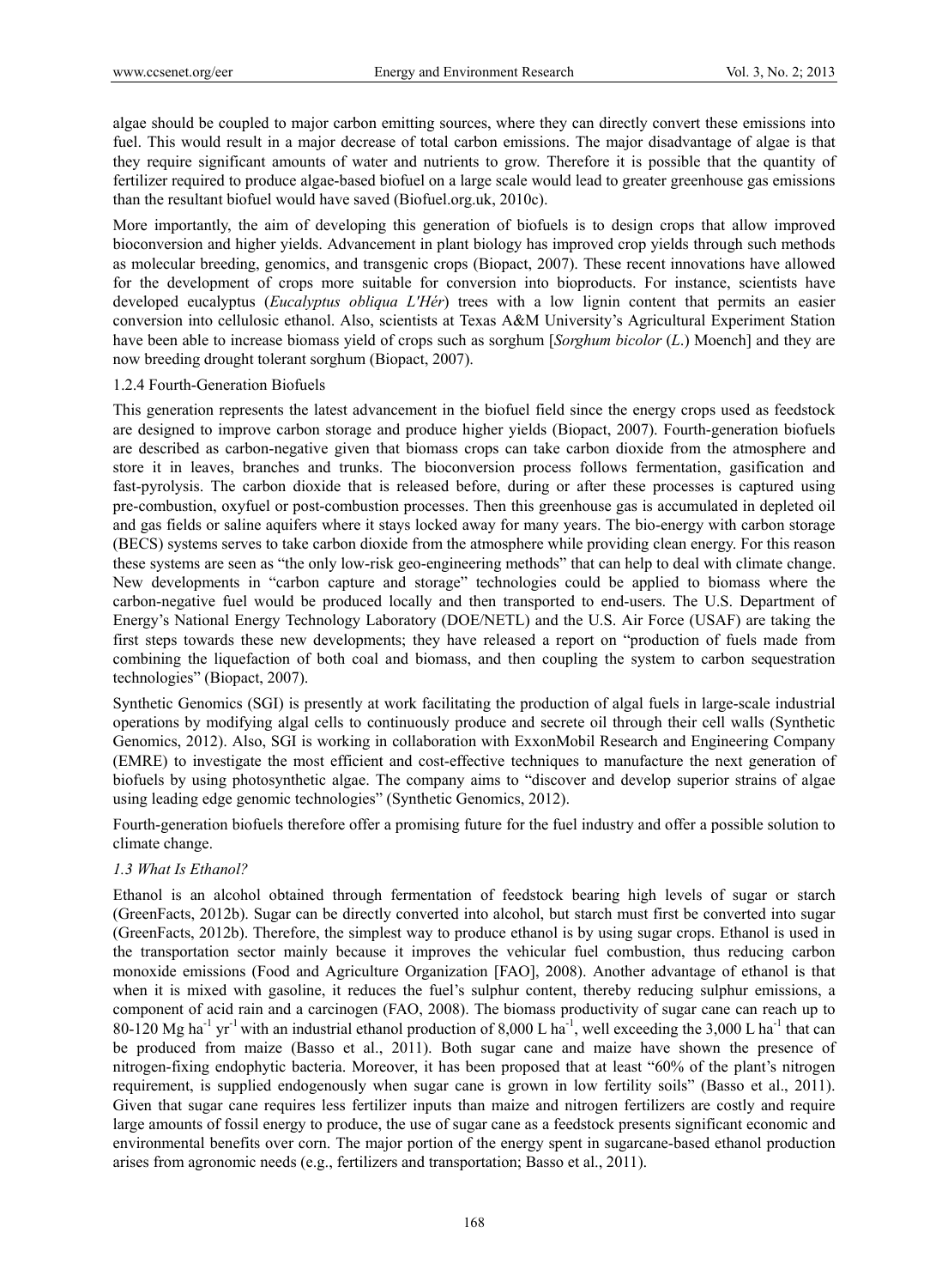algae should be coupled to major carbon emitting sources, where they can directly convert these emissions into fuel. This would result in a major decrease of total carbon emissions. The major disadvantage of algae is that they require significant amounts of water and nutrients to grow. Therefore it is possible that the quantity of fertilizer required to produce algae-based biofuel on a large scale would lead to greater greenhouse gas emissions than the resultant biofuel would have saved (Biofuel.org.uk, 2010c).

More importantly, the aim of developing this generation of biofuels is to design crops that allow improved bioconversion and higher yields. Advancement in plant biology has improved crop yields through such methods as molecular breeding, genomics, and transgenic crops (Biopact, 2007). These recent innovations have allowed for the development of crops more suitable for conversion into bioproducts. For instance, scientists have developed eucalyptus (*Eucalyptus obliqua L'Hér*) trees with a low lignin content that permits an easier conversion into cellulosic ethanol. Also, scientists at Texas A&M University's Agricultural Experiment Station have been able to increase biomass yield of crops such as sorghum [*Sorghum bicolor* (*L*.) Moench] and they are now breeding drought tolerant sorghum (Biopact, 2007).

#### 1.2.4 Fourth-Generation Biofuels

This generation represents the latest advancement in the biofuel field since the energy crops used as feedstock are designed to improve carbon storage and produce higher yields (Biopact, 2007). Fourth-generation biofuels are described as carbon-negative given that biomass crops can take carbon dioxide from the atmosphere and store it in leaves, branches and trunks. The bioconversion process follows fermentation, gasification and fast-pyrolysis. The carbon dioxide that is released before, during or after these processes is captured using pre-combustion, oxyfuel or post-combustion processes. Then this greenhouse gas is accumulated in depleted oil and gas fields or saline aquifers where it stays locked away for many years. The bio-energy with carbon storage (BECS) systems serves to take carbon dioxide from the atmosphere while providing clean energy. For this reason these systems are seen as "the only low-risk geo-engineering methods" that can help to deal with climate change. New developments in "carbon capture and storage" technologies could be applied to biomass where the carbon-negative fuel would be produced locally and then transported to end-users. The U.S. Department of Energy's National Energy Technology Laboratory (DOE/NETL) and the U.S. Air Force (USAF) are taking the first steps towards these new developments; they have released a report on "production of fuels made from combining the liquefaction of both coal and biomass, and then coupling the system to carbon sequestration technologies" (Biopact, 2007).

Synthetic Genomics (SGI) is presently at work facilitating the production of algal fuels in large-scale industrial operations by modifying algal cells to continuously produce and secrete oil through their cell walls (Synthetic Genomics, 2012). Also, SGI is working in collaboration with ExxonMobil Research and Engineering Company (EMRE) to investigate the most efficient and cost-effective techniques to manufacture the next generation of biofuels by using photosynthetic algae. The company aims to "discover and develop superior strains of algae using leading edge genomic technologies" (Synthetic Genomics, 2012).

Fourth-generation biofuels therefore offer a promising future for the fuel industry and offer a possible solution to climate change.

### *1.3 What Is Ethanol?*

Ethanol is an alcohol obtained through fermentation of feedstock bearing high levels of sugar or starch (GreenFacts, 2012b). Sugar can be directly converted into alcohol, but starch must first be converted into sugar (GreenFacts, 2012b). Therefore, the simplest way to produce ethanol is by using sugar crops. Ethanol is used in the transportation sector mainly because it improves the vehicular fuel combustion, thus reducing carbon monoxide emissions (Food and Agriculture Organization [FAO], 2008). Another advantage of ethanol is that when it is mixed with gasoline, it reduces the fuel's sulphur content, thereby reducing sulphur emissions, a component of acid rain and a carcinogen (FAO, 2008). The biomass productivity of sugar cane can reach up to 80-120 Mg $ha^{-1}$ $yr^{-1}$ with an industrial ethanol production of 8,000 L $ha^{-1}$, well exceeding the 3,000 L $ha^{-1}$ that can be produced from maize (Basso et al., 2011). Both sugar cane and maize have shown the presence of nitrogen-fixing endophytic bacteria. Moreover, it has been proposed that at least "60% of the plant's nitrogen requirement, is supplied endogenously when sugar cane is grown in low fertility soils" (Basso et al., 2011). Given that sugar cane requires less fertilizer inputs than maize and nitrogen fertilizers are costly and require large amounts of fossil energy to produce, the use of sugar cane as a feedstock presents significant economic and environmental benefits over corn. The major portion of the energy spent in sugarcane-based ethanol production arises from agronomic needs (e.g., fertilizers and transportation; Basso et al., 2011).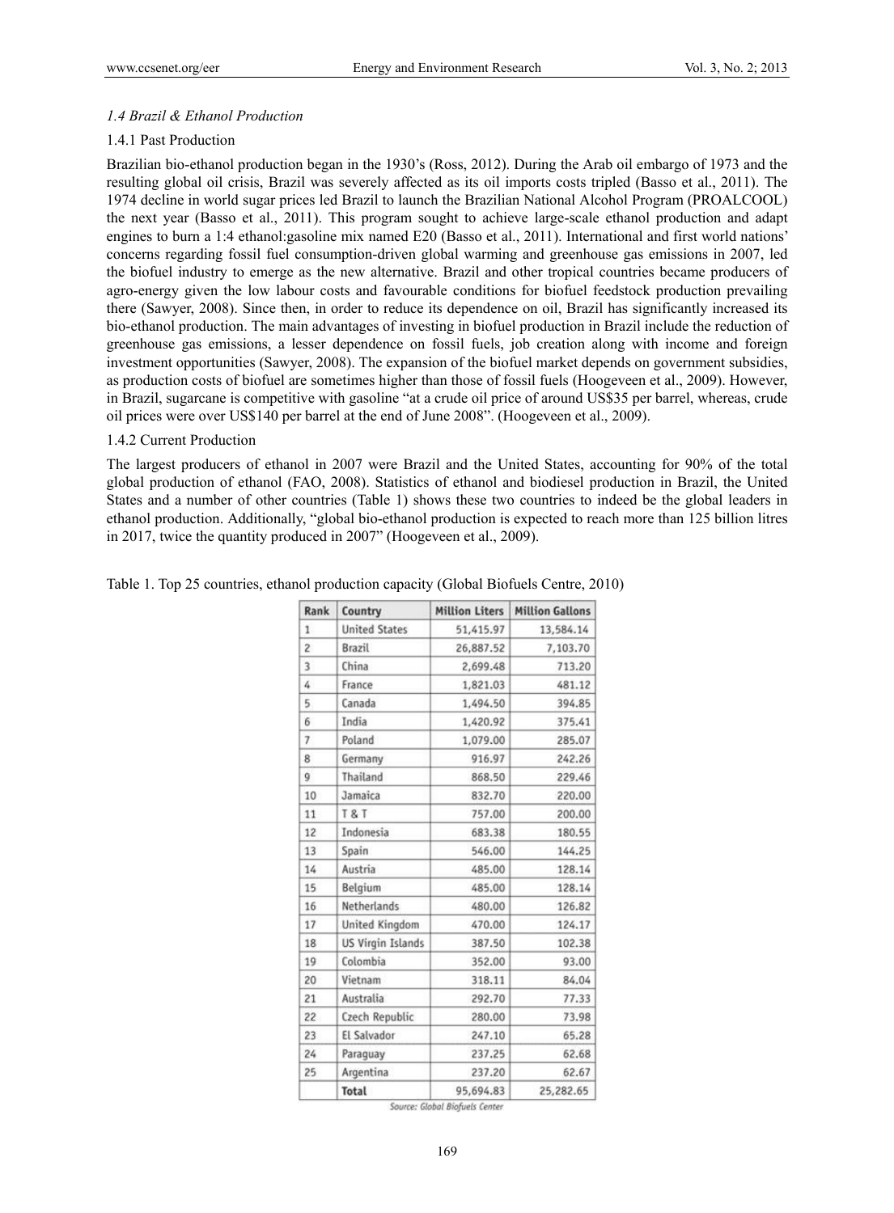### *1.4 Brazil & Ethanol Production*

#### 1.4.1 Past Production

Brazilian bio-ethanol production began in the 1930's (Ross, 2012). During the Arab oil embargo of 1973 and the resulting global oil crisis, Brazil was severely affected as its oil imports costs tripled (Basso et al., 2011). The 1974 decline in world sugar prices led Brazil to launch the Brazilian National Alcohol Program (PROALCOOL) the next year (Basso et al., 2011). This program sought to achieve large-scale ethanol production and adapt engines to burn a 1:4 ethanol:gasoline mix named E20 (Basso et al., 2011). International and first world nations' concerns regarding fossil fuel consumption-driven global warming and greenhouse gas emissions in 2007, led the biofuel industry to emerge as the new alternative. Brazil and other tropical countries became producers of agro-energy given the low labour costs and favourable conditions for biofuel feedstock production prevailing there (Sawyer, 2008). Since then, in order to reduce its dependence on oil, Brazil has significantly increased its bio-ethanol production. The main advantages of investing in biofuel production in Brazil include the reduction of greenhouse gas emissions, a lesser dependence on fossil fuels, job creation along with income and foreign investment opportunities (Sawyer, 2008). The expansion of the biofuel market depends on government subsidies, as production costs of biofuel are sometimes higher than those of fossil fuels (Hoogeveen et al., 2009). However, in Brazil, sugarcane is competitive with gasoline "at a crude oil price of around US$35 per barrel, whereas, crude oil prices were over US$140 per barrel at the end of June 2008". (Hoogeveen et al., 2009).

#### 1.4.2 Current Production

The largest producers of ethanol in 2007 were Brazil and the United States, accounting for 90% of the total global production of ethanol (FAO, 2008). Statistics of ethanol and biodiesel production in Brazil, the United States and a number of other countries (Table 1) shows these two countries to indeed be the global leaders in ethanol production. Additionally, "global bio-ethanol production is expected to reach more than 125 billion litres in 2017, twice the quantity produced in 2007" (Hoogeveen et al., 2009).

Table 1. Top 25 countries, ethanol production capacity (Global Biofuels Centre, 2010)

| Rank | Country | Million Liters | Million Gallons |
|---|---|---|---|
| 1 | United States | 51,415.97 | 13,584.14 |
| 2 | Brazil | 26,887.52 | 7,103.70 |
| 3 | China | 2,699.48 | 713.20 |
| 4 | France | 1,821.03 | 481.12 |
| 5 | Canada | 1,494.50 | 394.85 |
| 6 | India | 1,420.92 | 375.41 |
| 7 | Poland | 1,079.00 | 285.07 |
| 8 | Germany | 916.97 | 242.26 |
| 9 | Thailand | 868.50 | 229.46 |
| 10 | Jamaica | 832.70 | 220.00 |
| 11 | T & T | 757.00 | 200.00 |
| 12 | Indonesia | 683.38 | 180.55 |
| 13 | Spain | 546.00 | 144.25 |
| 14 | Austria | 485.00 | 128.14 |
| 15 | Belgium | 485.00 | 128.14 |
| 16 | Netherlands | 480.00 | 126.82 |
| 17 | United Kingdom | 470.00 | 124.17 |
| 18 | US Virgin Islands | 387.50 | 102.38 |
| 19 | Colombia | 352.00 | 93.00 |
| 20 | Vietnam | 318.11 | 84.04 |
| 21 | Australia | 292.70 | 77.33 |
| 22 | Czech Republic | 280.00 | 73.98 |
| 23 | El Salvador | 247.10 | 65.28 |
| 24 | Paraguay | 237.25 | 62.68 |
| 25 | Argentina | 237.20 | 62.67 |
| | Total | 95,694.83 | 25,282.65 |

Source: Global Biofuels Center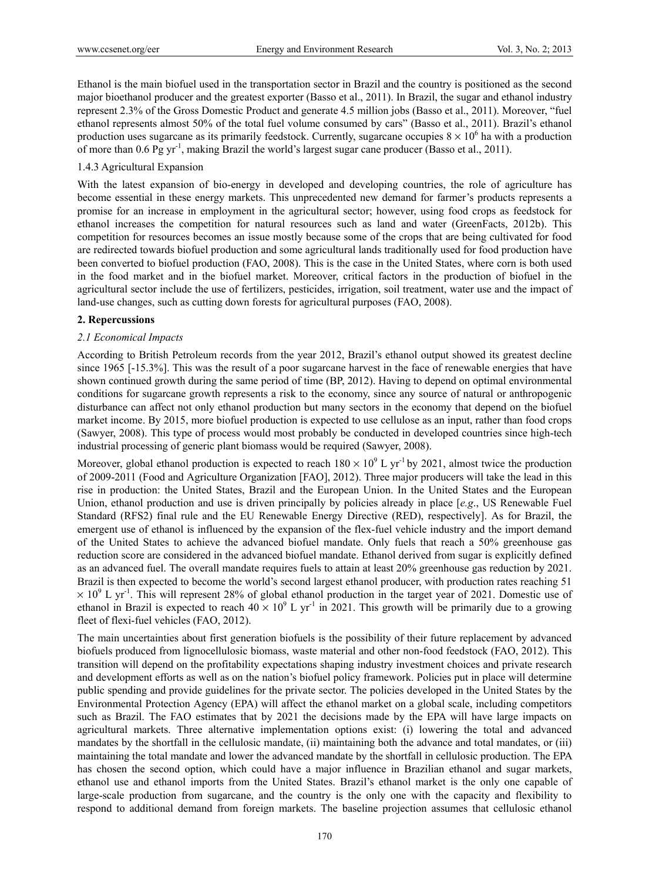Ethanol is the main biofuel used in the transportation sector in Brazil and the country is positioned as the second major bioethanol producer and the greatest exporter (Basso et al., 2011). In Brazil, the sugar and ethanol industry represent 2.3% of the Gross Domestic Product and generate 4.5 million jobs (Basso et al., 2011). Moreover, "fuel ethanol represents almost 50% of the total fuel volume consumed by cars" (Basso et al., 2011). Brazil's ethanol production uses sugarcane as its primarily feedstock. Currently, sugarcane occupies $8 \times 10^6$ ha with a production of more than 0.6 Pg $yr^{-1}$, making Brazil the world's largest sugar cane producer (Basso et al., 2011).

#### 1.4.3 Agricultural Expansion

With the latest expansion of bio-energy in developed and developing countries, the role of agriculture has become essential in these energy markets. This unprecedented new demand for farmer's products represents a promise for an increase in employment in the agricultural sector; however, using food crops as feedstock for ethanol increases the competition for natural resources such as land and water (GreenFacts, 2012b). This competition for resources becomes an issue mostly because some of the crops that are being cultivated for food are redirected towards biofuel production and some agricultural lands traditionally used for food production have been converted to biofuel production (FAO, 2008). This is the case in the United States, where corn is both used in the food market and in the biofuel market. Moreover, critical factors in the production of biofuel in the agricultural sector include the use of fertilizers, pesticides, irrigation, soil treatment, water use and the impact of land-use changes, such as cutting down forests for agricultural purposes (FAO, 2008).

## 2. Repercussions

### *2.1 Economical Impacts*

According to British Petroleum records from the year 2012, Brazil's ethanol output showed its greatest decline since 1965 [-15.3%]. This was the result of a poor sugarcane harvest in the face of renewable energies that have shown continued growth during the same period of time (BP, 2012). Having to depend on optimal environmental conditions for sugarcane growth represents a risk to the economy, since any source of natural or anthropogenic disturbance can affect not only ethanol production but many sectors in the economy that depend on the biofuel market income. By 2015, more biofuel production is expected to use cellulose as an input, rather than food crops (Sawyer, 2008). This type of process would most probably be conducted in developed countries since high-tech industrial processing of generic plant biomass would be required (Sawyer, 2008).

Moreover, global ethanol production is expected to reach $180 \times 10^9$ L $yr^{-1}$ by 2021, almost twice the production of 2009-2011 (Food and Agriculture Organization [FAO], 2012). Three major producers will take the lead in this rise in production: the United States, Brazil and the European Union. In the United States and the European Union, ethanol production and use is driven principally by policies already in place [*e.g*., US Renewable Fuel Standard (RFS2) final rule and the EU Renewable Energy Directive (RED), respectively]. As for Brazil, the emergent use of ethanol is influenced by the expansion of the flex-fuel vehicle industry and the import demand of the United States to achieve the advanced biofuel mandate. Only fuels that reach a 50% greenhouse gas reduction score are considered in the advanced biofuel mandate. Ethanol derived from sugar is explicitly defined as an advanced fuel. The overall mandate requires fuels to attain at least 20% greenhouse gas reduction by 2021. Brazil is then expected to become the world's second largest ethanol producer, with production rates reaching $51 \times 10^9$ L $yr^{-1}$. This will represent 28% of global ethanol production in the target year of 2021. Domestic use of ethanol in Brazil is expected to reach $40 \times 10^9$ L $yr^{-1}$ in 2021. This growth will be primarily due to a growing fleet of flexi-fuel vehicles (FAO, 2012).

The main uncertainties about first generation biofuels is the possibility of their future replacement by advanced biofuels produced from lignocellulosic biomass, waste material and other non-food feedstock (FAO, 2012). This transition will depend on the profitability expectations shaping industry investment choices and private research and development efforts as well as on the nation's biofuel policy framework. Policies put in place will determine public spending and provide guidelines for the private sector. The policies developed in the United States by the Environmental Protection Agency (EPA) will affect the ethanol market on a global scale, including competitors such as Brazil. The FAO estimates that by 2021 the decisions made by the EPA will have large impacts on agricultural markets. Three alternative implementation options exist: (i) lowering the total and advanced mandates by the shortfall in the cellulosic mandate, (ii) maintaining both the advance and total mandates, or (iii) maintaining the total mandate and lower the advanced mandate by the shortfall in cellulosic production. The EPA has chosen the second option, which could have a major influence in Brazilian ethanol and sugar markets, ethanol use and ethanol imports from the United States. Brazil's ethanol market is the only one capable of large-scale production from sugarcane, and the country is the only one with the capacity and flexibility to respond to additional demand from foreign markets. The baseline projection assumes that cellulosic ethanol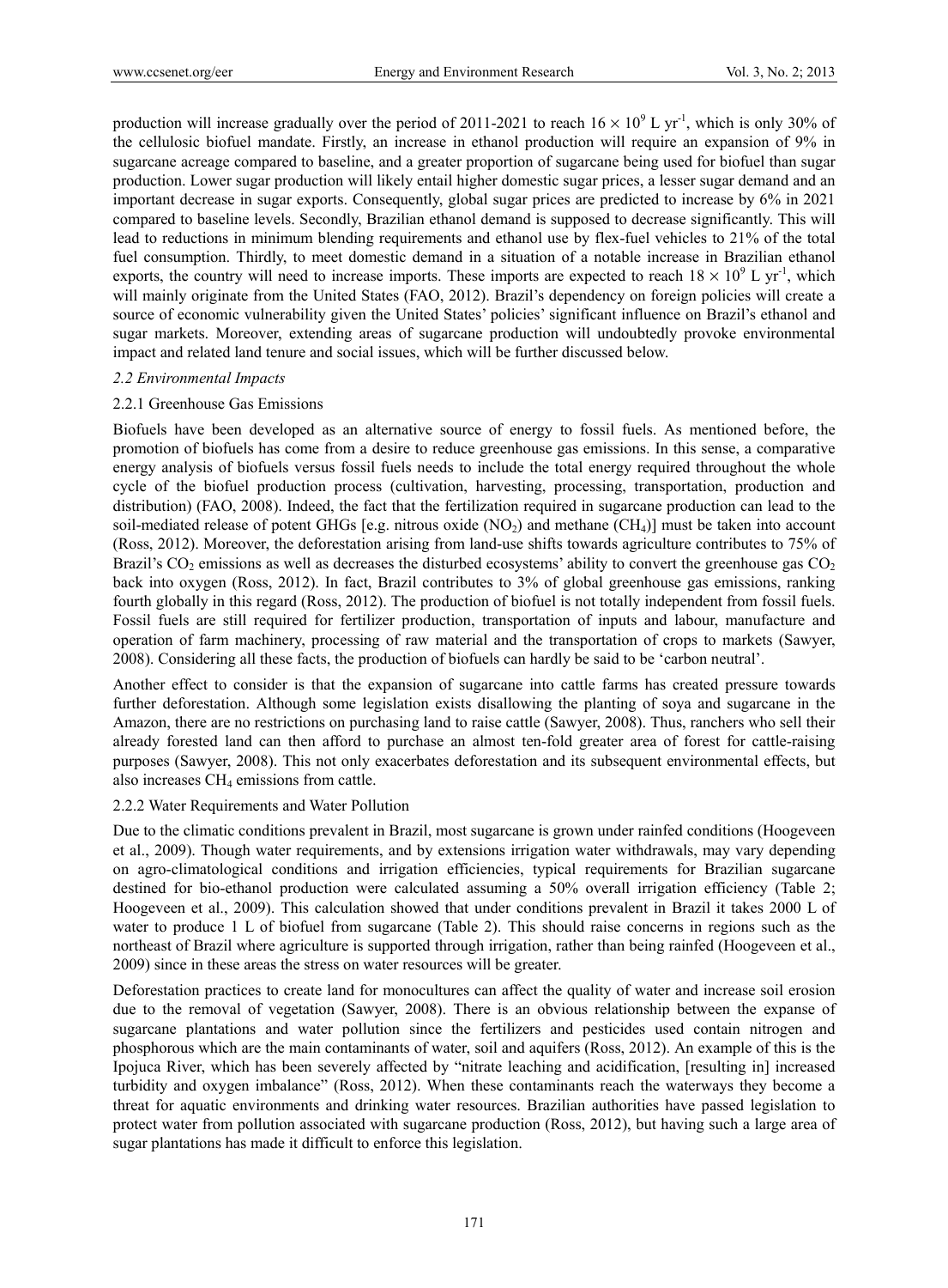production will increase gradually over the period of 2011-2021 to reach $16 \times 10^9$ L yr$^{-1}$, which is only 30% of the cellulosic biofuel mandate. Firstly, an increase in ethanol production will require an expansion of 9% in sugarcane acreage compared to baseline, and a greater proportion of sugarcane being used for biofuel than sugar production. Lower sugar production will likely entail higher domestic sugar prices, a lesser sugar demand and an important decrease in sugar exports. Consequently, global sugar prices are predicted to increase by 6% in 2021 compared to baseline levels. Secondly, Brazilian ethanol demand is supposed to decrease significantly. This will lead to reductions in minimum blending requirements and ethanol use by flex-fuel vehicles to 21% of the total fuel consumption. Thirdly, to meet domestic demand in a situation of a notable increase in Brazilian ethanol exports, the country will need to increase imports. These imports are expected to reach $18 \times 10^9$ L yr$^{-1}$, which will mainly originate from the United States (FAO, 2012). Brazil's dependency on foreign policies will create a source of economic vulnerability given the United States' policies' significant influence on Brazil's ethanol and sugar markets. Moreover, extending areas of sugarcane production will undoubtedly provoke environmental impact and related land tenure and social issues, which will be further discussed below.

### *2.2 Environmental Impacts*

#### 2.2.1 Greenhouse Gas Emissions

Biofuels have been developed as an alternative source of energy to fossil fuels. As mentioned before, the promotion of biofuels has come from a desire to reduce greenhouse gas emissions. In this sense, a comparative energy analysis of biofuels versus fossil fuels needs to include the total energy required throughout the whole cycle of the biofuel production process (cultivation, harvesting, processing, transportation, production and distribution) (FAO, 2008). Indeed, the fact that the fertilization required in sugarcane production can lead to the soil-mediated release of potent GHGs [e.g. nitrous oxide ($NO_2$) and methane ($CH_4$)] must be taken into account (Ross, 2012). Moreover, the deforestation arising from land-use shifts towards agriculture contributes to 75% of Brazil's $CO_2$ emissions as well as decreases the disturbed ecosystems' ability to convert the greenhouse gas $CO_2$ back into oxygen (Ross, 2012). In fact, Brazil contributes to 3% of global greenhouse gas emissions, ranking fourth globally in this regard (Ross, 2012). The production of biofuel is not totally independent from fossil fuels. Fossil fuels are still required for fertilizer production, transportation of inputs and labour, manufacture and operation of farm machinery, processing of raw material and the transportation of crops to markets (Sawyer, 2008). Considering all these facts, the production of biofuels can hardly be said to be 'carbon neutral'.

Another effect to consider is that the expansion of sugarcane into cattle farms has created pressure towards further deforestation. Although some legislation exists disallowing the planting of soya and sugarcane in the Amazon, there are no restrictions on purchasing land to raise cattle (Sawyer, 2008). Thus, ranchers who sell their already forested land can then afford to purchase an almost ten-fold greater area of forest for cattle-raising purposes (Sawyer, 2008). This not only exacerbates deforestation and its subsequent environmental effects, but also increases $CH_4$ emissions from cattle.

#### 2.2.2 Water Requirements and Water Pollution

Due to the climatic conditions prevalent in Brazil, most sugarcane is grown under rainfed conditions (Hoogeveen et al., 2009). Though water requirements, and by extensions irrigation water withdrawals, may vary depending on agro-climatological conditions and irrigation efficiencies, typical requirements for Brazilian sugarcane destined for bio-ethanol production were calculated assuming a 50% overall irrigation efficiency (Table 2; Hoogeveen et al., 2009). This calculation showed that under conditions prevalent in Brazil it takes 2000 L of water to produce 1 L of biofuel from sugarcane (Table 2). This should raise concerns in regions such as the northeast of Brazil where agriculture is supported through irrigation, rather than being rainfed (Hoogeveen et al., 2009) since in these areas the stress on water resources will be greater.

Deforestation practices to create land for monocultures can affect the quality of water and increase soil erosion due to the removal of vegetation (Sawyer, 2008). There is an obvious relationship between the expanse of sugarcane plantations and water pollution since the fertilizers and pesticides used contain nitrogen and phosphorous which are the main contaminants of water, soil and aquifers (Ross, 2012). An example of this is the Ipojuca River, which has been severely affected by "nitrate leaching and acidification, [resulting in] increased turbidity and oxygen imbalance" (Ross, 2012). When these contaminants reach the waterways they become a threat for aquatic environments and drinking water resources. Brazilian authorities have passed legislation to protect water from pollution associated with sugarcane production (Ross, 2012), but having such a large area of sugar plantations has made it difficult to enforce this legislation.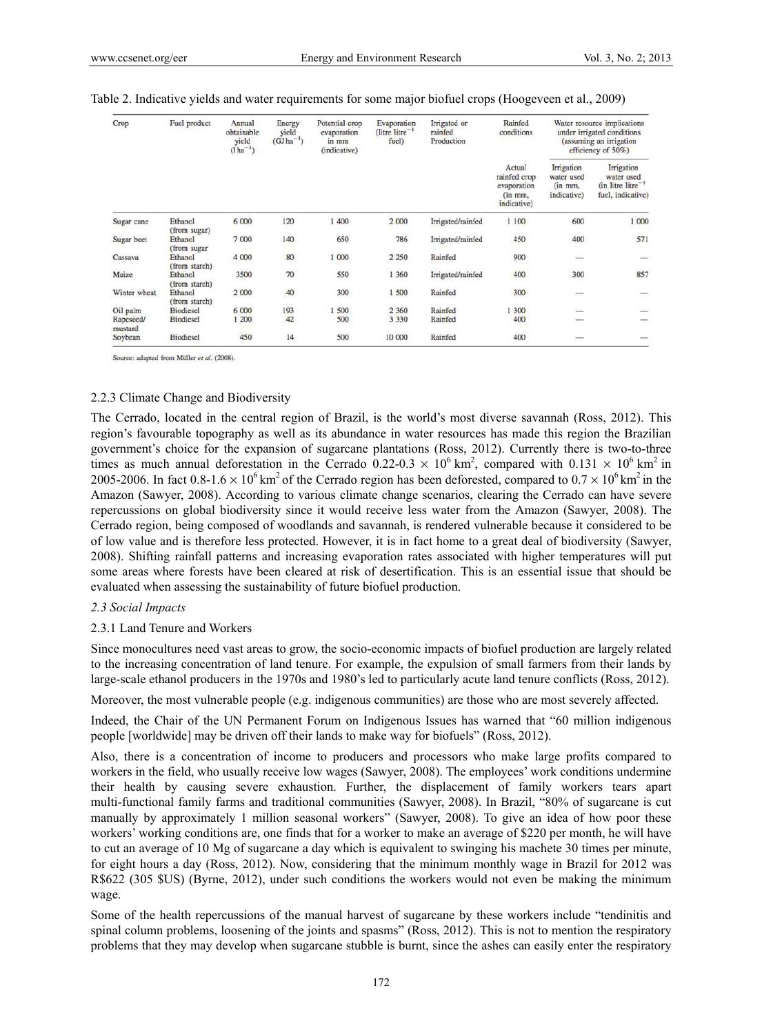Table 2. Indicative yields and water requirements for some major biofuel crops (Hoogeveen et al., 2009)

| Crop | Fuel product | Annual obtainable yield ($l\,ha^{-1}$) | Energy yield ($GJ\,ha^{-1}$) | Potential crop evaporation in mm (indicative) | Evaporation (litre $litre^{-1}$ fuel) | Irrigated or rainfed Production | Rainfed conditions | Water resource implications under irrigated conditions (assuming an irrigation efficiency of 50%) | |
|---|---|---|---|---|---|---|---|---|---|
| | | | | | | | Actual rainfed crop evaporation (in mm, indicative) | Irrigation water used (in mm, indicative) | Irrigation water used (in litre $litre^{-1}$ fuel, indicative) |
| Sugar cane | Ethanol (from sugar) | 6 000 | 120 | 1 400 | 2 000 | Irrigated/rainfed | 1 100 | 600 | 1 000 |
| Sugar beet | Ethanol (from sugar | 7 000 | 140 | 650 | 786 | Irrigated/rainfed | 450 | 400 | 571 |
| Cassava | Ethanol (from starch) | 4 000 | 80 | 1 000 | 2 250 | Rainfed | 900 | — | — |
| Maize | Ethanol (from starch) | 3500 | 70 | 550 | 1 360 | Irrigated/rainfed | 400 | 300 | 857 |
| Winter wheat | Ethanol (from starch) | 2 000 | 40 | 300 | 1 500 | Rainfed | 300 | — | — |
| Oil palm | Biodiesel | 6 000 | 193 | 1 500 | 2 360 | Rainfed | 1 300 | — | — |
| Rapeseed/ mustard | Biodiesel | 1 200 | 42 | 500 | 3 330 | Rainfed | 400 | — | — |
| Soybean | Biodiesel | 450 | 14 | 500 | 10 000 | Rainfed | 400 | — | — |

Source: adapted from Müller *et al.* (2008).

#### 2.2.3 Climate Change and Biodiversity

The Cerrado, located in the central region of Brazil, is the world's most diverse savannah (Ross, 2012). This region's favourable topography as well as its abundance in water resources has made this region the Brazilian government's choice for the expansion of sugarcane plantations (Ross, 2012). Currently there is two-to-three times as much annual deforestation in the Cerrado $0.22\text{-}0.3 \times 10^6$ km$^2$, compared with $0.131 \times 10^6$ km$^2$ in 2005-2006. In fact $0.8\text{-}1.6 \times 10^6$ km$^2$ of the Cerrado region has been deforested, compared to $0.7 \times 10^6$ km$^2$ in the Amazon (Sawyer, 2008). According to various climate change scenarios, clearing the Cerrado can have severe repercussions on global biodiversity since it would receive less water from the Amazon (Sawyer, 2008). The Cerrado region, being composed of woodlands and savannah, is rendered vulnerable because it considered to be of low value and is therefore less protected. However, it is in fact home to a great deal of biodiversity (Sawyer, 2008). Shifting rainfall patterns and increasing evaporation rates associated with higher temperatures will put some areas where forests have been cleared at risk of desertification. This is an essential issue that should be evaluated when assessing the sustainability of future biofuel production.

### *2.3 Social Impacts*

#### 2.3.1 Land Tenure and Workers

Since monocultures need vast areas to grow, the socio-economic impacts of biofuel production are largely related to the increasing concentration of land tenure. For example, the expulsion of small farmers from their lands by large-scale ethanol producers in the 1970s and 1980's led to particularly acute land tenure conflicts (Ross, 2012).

Moreover, the most vulnerable people (e.g. indigenous communities) are those who are most severely affected.

Indeed, the Chair of the UN Permanent Forum on Indigenous Issues has warned that "60 million indigenous people [worldwide] may be driven off their lands to make way for biofuels" (Ross, 2012).

Also, there is a concentration of income to producers and processors who make large profits compared to workers in the field, who usually receive low wages (Sawyer, 2008). The employees' work conditions undermine their health by causing severe exhaustion. Further, the displacement of family workers tears apart multi-functional family farms and traditional communities (Sawyer, 2008). In Brazil, "80% of sugarcane is cut manually by approximately 1 million seasonal workers" (Sawyer, 2008). To give an idea of how poor these workers' working conditions are, one finds that for a worker to make an average of $220 per month, he will have to cut an average of 10 Mg of sugarcane a day which is equivalent to swinging his machete 30 times per minute, for eight hours a day (Ross, 2012). Now, considering that the minimum monthly wage in Brazil for 2012 was R$622 (305 $US) (Byrne, 2012), under such conditions the workers would not even be making the minimum wage.

Some of the health repercussions of the manual harvest of sugarcane by these workers include "tendinitis and spinal column problems, loosening of the joints and spasms" (Ross, 2012). This is not to mention the respiratory problems that they may develop when sugarcane stubble is burnt, since the ashes can easily enter the respiratory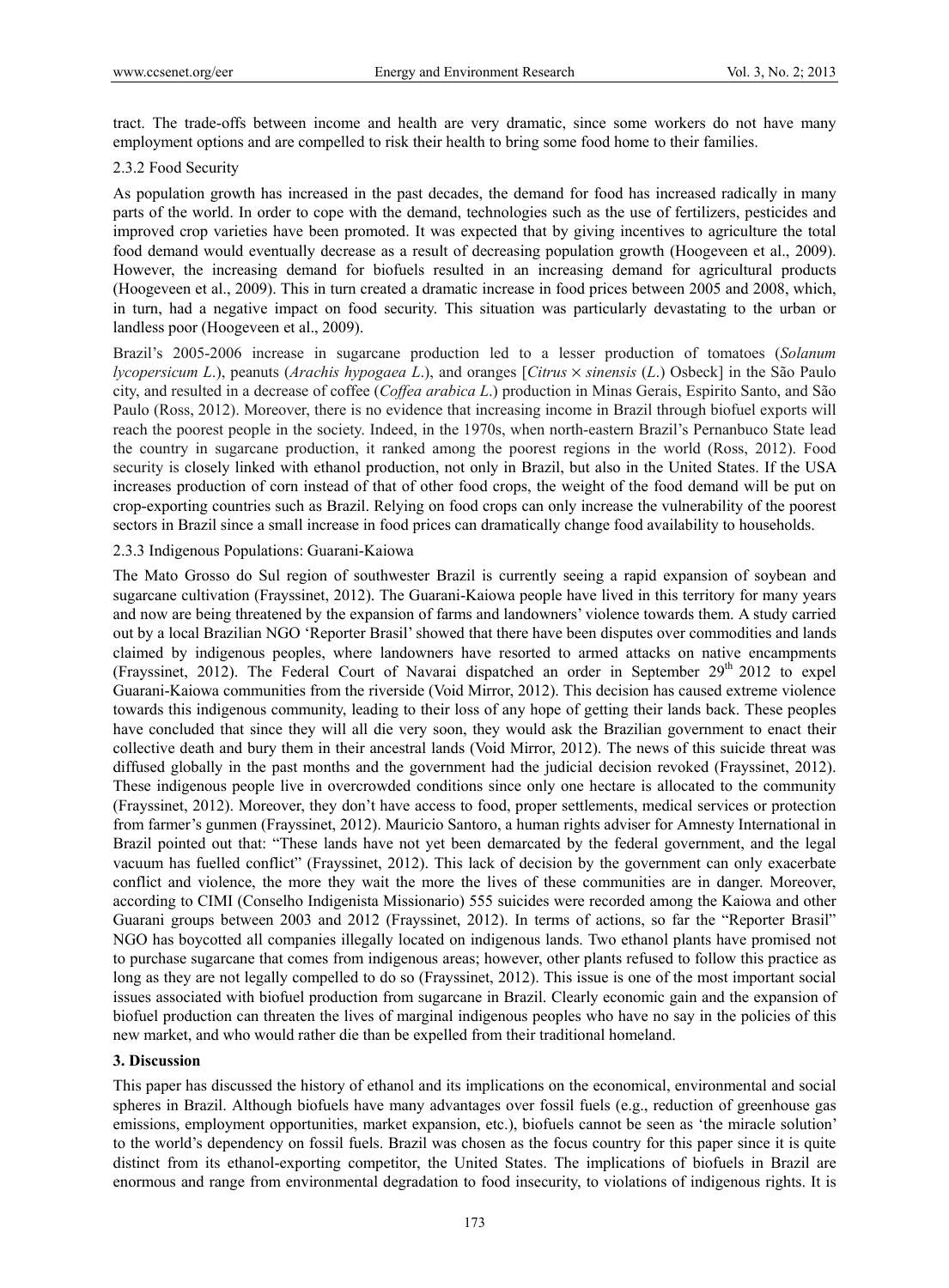tract. The trade-offs between income and health are very dramatic, since some workers do not have many employment options and are compelled to risk their health to bring some food home to their families.

#### 2.3.2 Food Security

As population growth has increased in the past decades, the demand for food has increased radically in many parts of the world. In order to cope with the demand, technologies such as the use of fertilizers, pesticides and improved crop varieties have been promoted. It was expected that by giving incentives to agriculture the total food demand would eventually decrease as a result of decreasing population growth (Hoogeveen et al., 2009). However, the increasing demand for biofuels resulted in an increasing demand for agricultural products (Hoogeveen et al., 2009). This in turn created a dramatic increase in food prices between 2005 and 2008, which, in turn, had a negative impact on food security. This situation was particularly devastating to the urban or landless poor (Hoogeveen et al., 2009).

Brazil's 2005-2006 increase in sugarcane production led to a lesser production of tomatoes (*Solanum lycopersicum L.*), peanuts (*Arachis hypogaea L.*), and oranges [*Citrus × sinensis* (*L.*) Osbeck] in the São Paulo city, and resulted in a decrease of coffee (*Coffea arabica L.*) production in Minas Gerais, Espirito Santo, and São Paulo (Ross, 2012). Moreover, there is no evidence that increasing income in Brazil through biofuel exports will reach the poorest people in the society. Indeed, in the 1970s, when north-eastern Brazil's Pernanbuco State lead the country in sugarcane production, it ranked among the poorest regions in the world (Ross, 2012). Food security is closely linked with ethanol production, not only in Brazil, but also in the United States. If the USA increases production of corn instead of that of other food crops, the weight of the food demand will be put on crop-exporting countries such as Brazil. Relying on food crops can only increase the vulnerability of the poorest sectors in Brazil since a small increase in food prices can dramatically change food availability to households.

#### 2.3.3 Indigenous Populations: Guarani-Kaiowa

The Mato Grosso do Sul region of southwester Brazil is currently seeing a rapid expansion of soybean and sugarcane cultivation (Frayssinet, 2012). The Guarani-Kaiowa people have lived in this territory for many years and now are being threatened by the expansion of farms and landowners' violence towards them. A study carried out by a local Brazilian NGO 'Reporter Brasil' showed that there have been disputes over commodities and lands claimed by indigenous peoples, where landowners have resorted to armed attacks on native encampments (Frayssinet, 2012). The Federal Court of Navarai dispatched an order in September 29th 2012 to expel Guarani-Kaiowa communities from the riverside (Void Mirror, 2012). This decision has caused extreme violence towards this indigenous community, leading to their loss of any hope of getting their lands back. These peoples have concluded that since they will all die very soon, they would ask the Brazilian government to enact their collective death and bury them in their ancestral lands (Void Mirror, 2012). The news of this suicide threat was diffused globally in the past months and the government had the judicial decision revoked (Frayssinet, 2012). These indigenous people live in overcrowded conditions since only one hectare is allocated to the community (Frayssinet, 2012). Moreover, they don't have access to food, proper settlements, medical services or protection from farmer's gunmen (Frayssinet, 2012). Mauricio Santoro, a human rights adviser for Amnesty International in Brazil pointed out that: "These lands have not yet been demarcated by the federal government, and the legal vacuum has fuelled conflict" (Frayssinet, 2012). This lack of decision by the government can only exacerbate conflict and violence, the more they wait the more the lives of these communities are in danger. Moreover, according to CIMI (Conselho Indigenista Missionario) 555 suicides were recorded among the Kaiowa and other Guarani groups between 2003 and 2012 (Frayssinet, 2012). In terms of actions, so far the "Reporter Brasil" NGO has boycotted all companies illegally located on indigenous lands. Two ethanol plants have promised not to purchase sugarcane that comes from indigenous areas; however, other plants refused to follow this practice as long as they are not legally compelled to do so (Frayssinet, 2012). This issue is one of the most important social issues associated with biofuel production from sugarcane in Brazil. Clearly economic gain and the expansion of biofuel production can threaten the lives of marginal indigenous peoples who have no say in the policies of this new market, and who would rather die than be expelled from their traditional homeland.

## 3. Discussion

This paper has discussed the history of ethanol and its implications on the economical, environmental and social spheres in Brazil. Although biofuels have many advantages over fossil fuels (e.g., reduction of greenhouse gas emissions, employment opportunities, market expansion, etc.), biofuels cannot be seen as 'the miracle solution' to the world's dependency on fossil fuels. Brazil was chosen as the focus country for this paper since it is quite distinct from its ethanol-exporting competitor, the United States. The implications of biofuels in Brazil are enormous and range from environmental degradation to food insecurity, to violations of indigenous rights. It is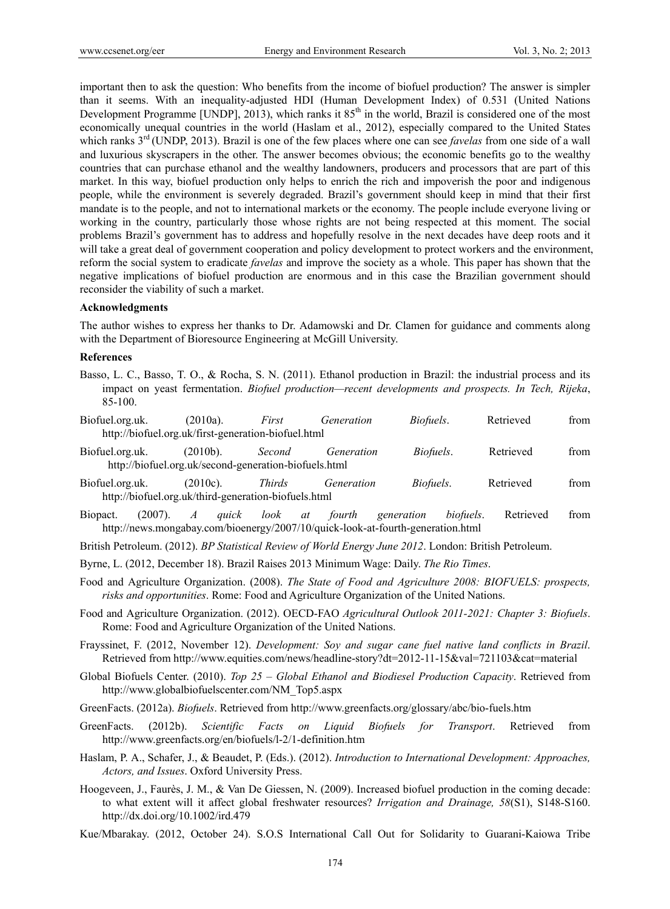important then to ask the question: Who benefits from the income of biofuel production? The answer is simpler than it seems. With an inequality-adjusted HDI (Human Development Index) of 0.531 (United Nations Development Programme [UNDP], 2013), which ranks it 85th in the world, Brazil is considered one of the most economically unequal countries in the world (Haslam et al., 2012), especially compared to the United States which ranks 3rd (UNDP, 2013). Brazil is one of the few places where one can see *favelas* from one side of a wall and luxurious skyscrapers in the other. The answer becomes obvious; the economic benefits go to the wealthy countries that can purchase ethanol and the wealthy landowners, producers and processors that are part of this market. In this way, biofuel production only helps to enrich the rich and impoverish the poor and indigenous people, while the environment is severely degraded. Brazil's government should keep in mind that their first mandate is to the people, and not to international markets or the economy. The people include everyone living or working in the country, particularly those whose rights are not being respected at this moment. The social problems Brazil's government has to address and hopefully resolve in the next decades have deep roots and it will take a great deal of government cooperation and policy development to protect workers and the environment, reform the social system to eradicate *favelas* and improve the society as a whole. This paper has shown that the negative implications of biofuel production are enormous and in this case the Brazilian government should reconsider the viability of such a market.

**Acknowledgments**

The author wishes to express her thanks to Dr. Adamowski and Dr. Clamen for guidance and comments along with the Department of Bioresource Engineering at McGill University.

**References**

Basso, L. C., Basso, T. O., & Rocha, S. N. (2011). Ethanol production in Brazil: the industrial process and its impact on yeast fermentation. *Biofuel production—recent developments and prospects. In Tech, Rijeka*, 85-100.

Biofuel.org.uk. (2010a). *First Generation Biofuels*. Retrieved from http://biofuel.org.uk/first-generation-biofuel.html

Biofuel.org.uk. (2010b). *Second Generation Biofuels*. Retrieved from http://biofuel.org.uk/second-generation-biofuels.html

Biofuel.org.uk. (2010c). *Thirds Generation Biofuels*. Retrieved from http://biofuel.org.uk/third-generation-biofuels.html

Biopact. (2007). *A quick look at fourth generation biofuels*. Retrieved from http://news.mongabay.com/bioenergy/2007/10/quick-look-at-fourth-generation.html

British Petroleum. (2012). *BP Statistical Review of World Energy June 2012*. London: British Petroleum.

Byrne, L. (2012, December 18). Brazil Raises 2013 Minimum Wage: Daily. *The Rio Times*.

Food and Agriculture Organization. (2008). *The State of Food and Agriculture 2008: BIOFUELS: prospects, risks and opportunities*. Rome: Food and Agriculture Organization of the United Nations.

Food and Agriculture Organization. (2012). OECD-FAO *Agricultural Outlook 2011-2021: Chapter 3: Biofuels*. Rome: Food and Agriculture Organization of the United Nations.

Frayssinet, F. (2012, November 12). *Development: Soy and sugar cane fuel native land conflicts in Brazil*. Retrieved from http://www.equities.com/news/headline-story?dt=2012-11-15&val=721103&cat=material

Global Biofuels Center. (2010). *Top 25 – Global Ethanol and Biodiesel Production Capacity*. Retrieved from http://www.globalbiofuelscenter.com/NM_Top5.aspx

GreenFacts. (2012a). *Biofuels*. Retrieved from http://www.greenfacts.org/glossary/abc/bio-fuels.htm

GreenFacts. (2012b). *Scientific Facts on Liquid Biofuels for Transport*. Retrieved from http://www.greenfacts.org/en/biofuels/l-2/1-definition.htm

Haslam, P. A., Schafer, J., & Beaudet, P. (Eds.). (2012). *Introduction to International Development: Approaches, Actors, and Issues*. Oxford University Press.

Hoogeveen, J., Faurès, J. M., & Van De Giessen, N. (2009). Increased biofuel production in the coming decade: to what extent will it affect global freshwater resources? *Irrigation and Drainage, 58*(S1), S148-S160. http://dx.doi.org/10.1002/ird.479

Kue/Mbarakay. (2012, October 24). S.O.S International Call Out for Solidarity to Guarani-Kaiowa Tribe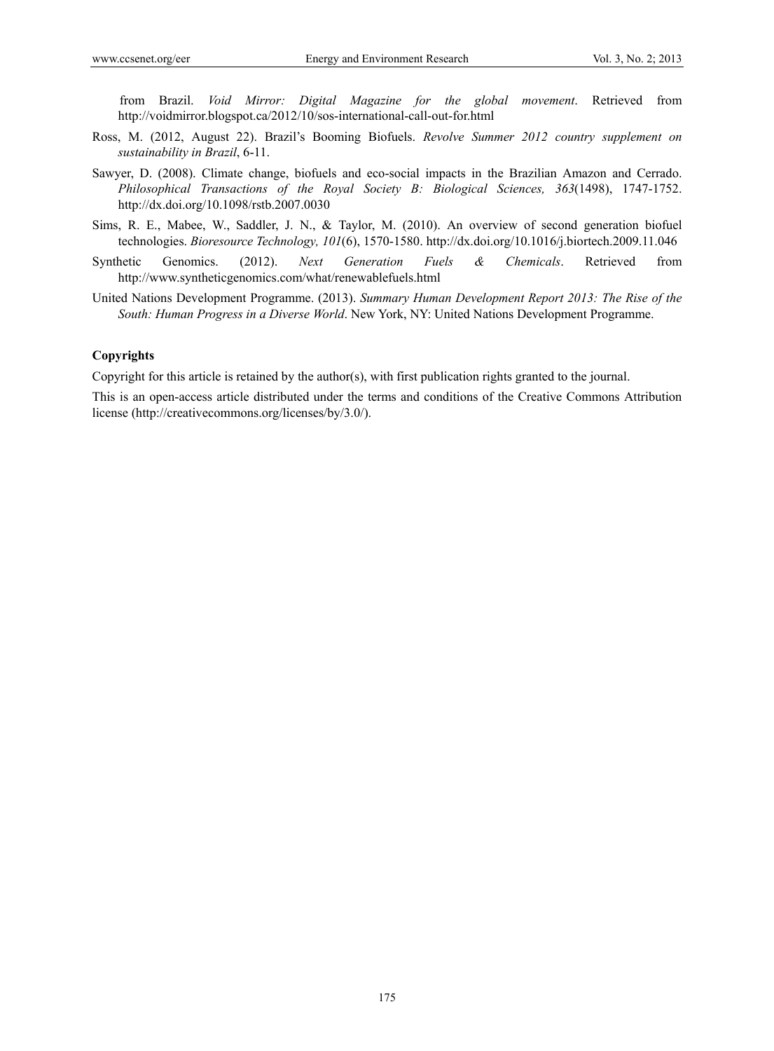from Brazil. *Void Mirror: Digital Magazine for the global movement*. Retrieved from http://voidmirror.blogspot.ca/2012/10/sos-international-call-out-for.html

Ross, M. (2012, August 22). Brazil's Booming Biofuels. *Revolve Summer 2012 country supplement on sustainability in Brazil*, 6-11.

Sawyer, D. (2008). Climate change, biofuels and eco-social impacts in the Brazilian Amazon and Cerrado. *Philosophical Transactions of the Royal Society B: Biological Sciences, 363*(1498), 1747-1752. http://dx.doi.org/10.1098/rstb.2007.0030

Sims, R. E., Mabee, W., Saddler, J. N., & Taylor, M. (2010). An overview of second generation biofuel technologies. *Bioresource Technology, 101*(6), 1570-1580. http://dx.doi.org/10.1016/j.biortech.2009.11.046

Synthetic Genomics. (2012). *Next Generation Fuels & Chemicals*. Retrieved from http://www.syntheticgenomics.com/what/renewablefuels.html

United Nations Development Programme. (2013). *Summary Human Development Report 2013: The Rise of the South: Human Progress in a Diverse World*. New York, NY: United Nations Development Programme.

**Copyrights**

Copyright for this article is retained by the author(s), with first publication rights granted to the journal.

This is an open-access article distributed under the terms and conditions of the Creative Commons Attribution license (http://creativecommons.org/licenses/by/3.0/).